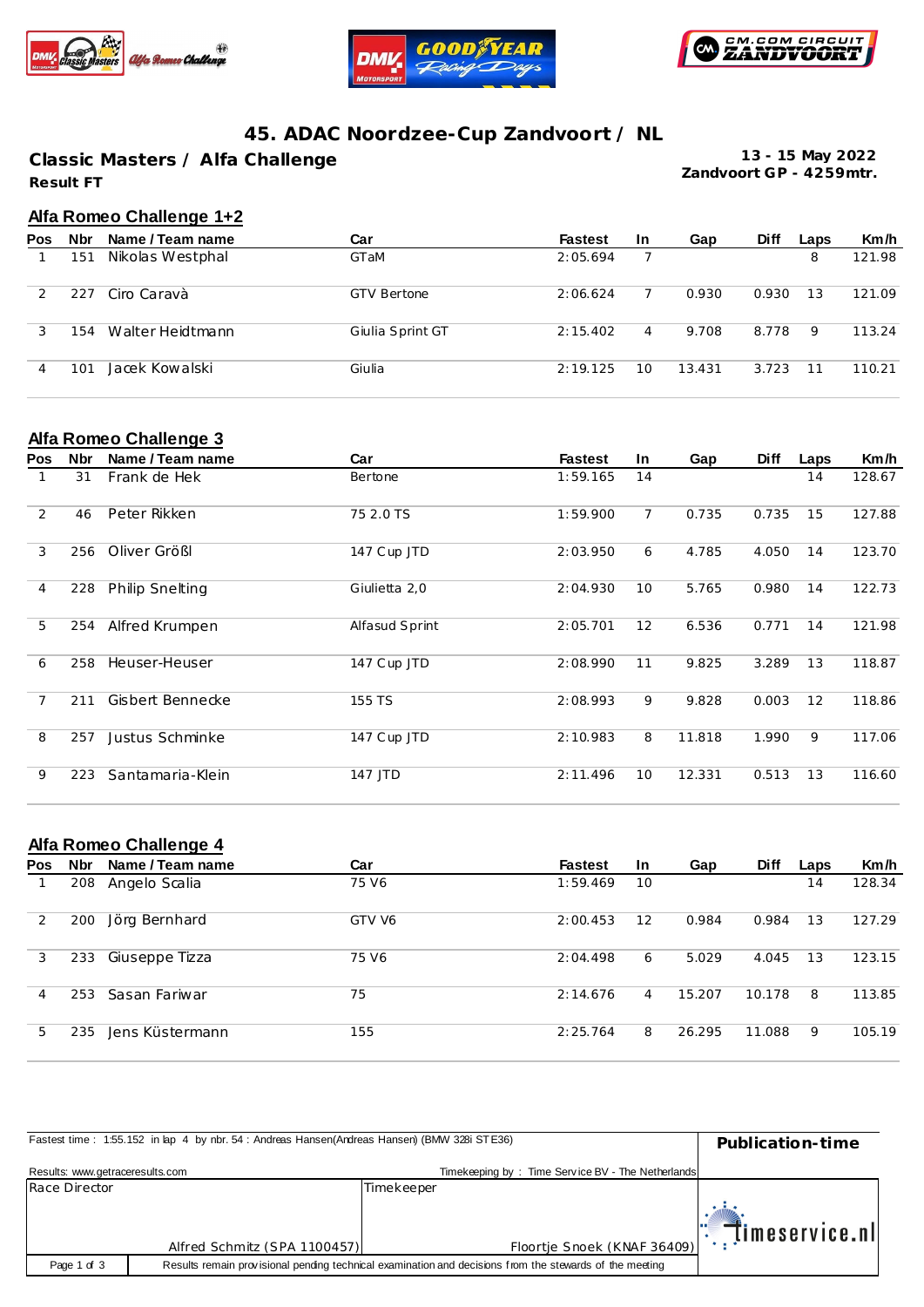# 45. ADAC Noordzee-Cup Zandvoort / NL

## Classic Masters / Alfa Challenge

**Result FT**

**13 - 15 May 2022**
**Zandvoort GP - 4259mtr.**

### Alfa Romeo Challenge 1+2

| Pos | Nbr | Name / Team name | Car | Fastest | In | Gap | Diff | Laps | Km/h |
|---|---|---|---|---|---|---|---|---|---|
| 1 | 151 | Nikolas Westphal | GTaM | 2:05.694 | 7 | | | 8 | 121.98 |
| 2 | 227 | Ciro Caravà | GTV Bertone | 2:06.624 | 7 | 0.930 | 0.930 | 13 | 121.09 |
| 3 | 154 | Walter Heidtmann | Giulia Sprint GT | 2:15.402 | 4 | 9.708 | 8.778 | 9 | 113.24 |
| 4 | 101 | Jacek Kowalski | Giulia | 2:19.125 | 10 | 13.431 | 3.723 | 11 | 110.21 |

### Alfa Romeo Challenge 3

| Pos | Nbr | Name / Team name | Car | Fastest | In | Gap | Diff | Laps | Km/h |
|---|---|---|---|---|---|---|---|---|---|
| 1 | 31 | Frank de Hek | Bertone | 1:59.165 | 14 | | | 14 | 128.67 |
| 2 | 46 | Peter Rikken | 75 2.0 TS | 1:59.900 | 7 | 0.735 | 0.735 | 15 | 127.88 |
| 3 | 256 | Oliver Größl | 147 Cup JTD | 2:03.950 | 6 | 4.785 | 4.050 | 14 | 123.70 |
| 4 | 228 | Philip Snelting | Giulietta 2,0 | 2:04.930 | 10 | 5.765 | 0.980 | 14 | 122.73 |
| 5 | 254 | Alfred Krumpen | Alfasud Sprint | 2:05.701 | 12 | 6.536 | 0.771 | 14 | 121.98 |
| 6 | 258 | Heuser-Heuser | 147 Cup JTD | 2:08.990 | 11 | 9.825 | 3.289 | 13 | 118.87 |
| 7 | 211 | Gisbert Bennecke | 155 TS | 2:08.993 | 9 | 9.828 | 0.003 | 12 | 118.86 |
| 8 | 257 | Justus Schminke | 147 Cup JTD | 2:10.983 | 8 | 11.818 | 1.990 | 9 | 117.06 |
| 9 | 223 | Santamaria-Klein | 147 JTD | 2:11.496 | 10 | 12.331 | 0.513 | 13 | 116.60 |

### Alfa Romeo Challenge 4

| Pos | Nbr | Name / Team name | Car | Fastest | In | Gap | Diff | Laps | Km/h |
|---|---|---|---|---|---|---|---|---|---|
| 1 | 208 | Angelo Scalia | 75 V6 | 1:59.469 | 10 | | | 14 | 128.34 |
| 2 | 200 | Jörg Bernhard | GTV V6 | 2:00.453 | 12 | 0.984 | 0.984 | 13 | 127.29 |
| 3 | 233 | Giuseppe Tizza | 75 V6 | 2:04.498 | 6 | 5.029 | 4.045 | 13 | 123.15 |
| 4 | 253 | Sasan Fariwar | 75 | 2:14.676 | 4 | 15.207 | 10.178 | 8 | 113.85 |
| 5 | 235 | Jens Küstermann | 155 | 2:25.764 | 8 | 26.295 | 11.088 | 9 | 105.19 |

Fastest time : 1:55.152 in lap 4 by nbr. 54 : Andreas Hansen(Andreas Hansen) (BMW 328i STE36)

**Publication-time**

Results: www.getraceresults.com

Timekeeping by : Time Service BV - The Netherlands

| Race Director | Timekeeper |
|---|---|
| Alfred Schmitz (SPA 1100457) | Floortje Snoek (KNAF 36409) |

Results remain provisional pending technical examination and decisions from the stewards of the meeting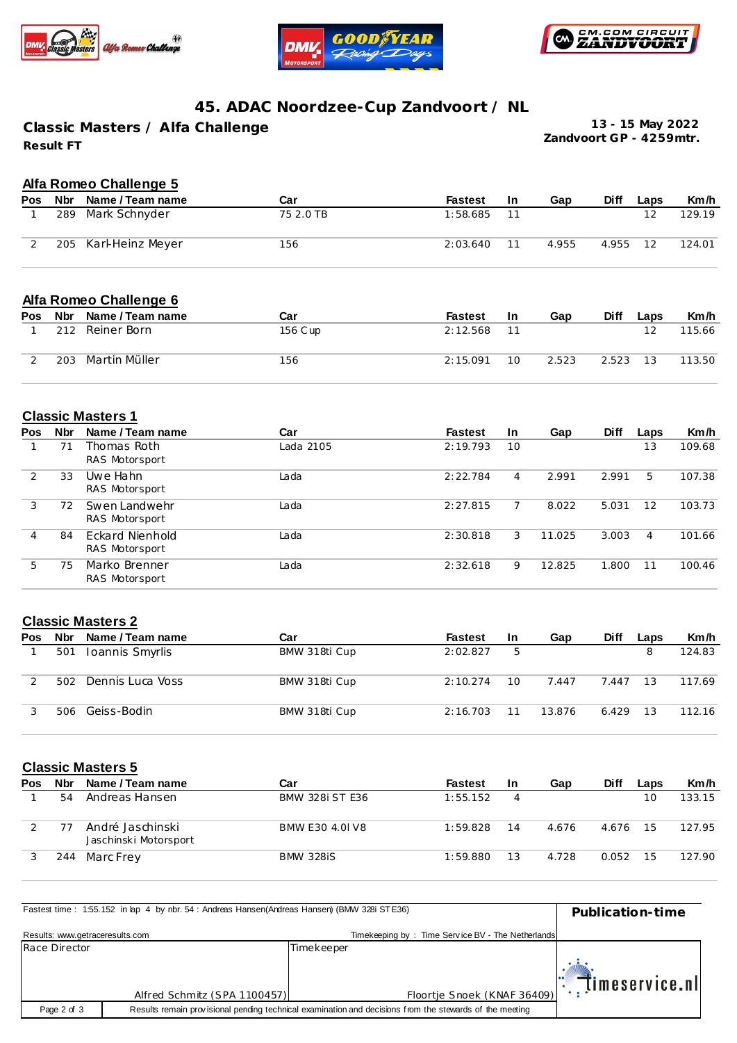# 45. ADAC Noordzee-Cup Zandvoort / NL

**Classic Masters / Alfa Challenge**

**Result FT**

**13 - 15 May 2022**
**Zandvoort GP - 4259mtr.**

## Alfa Romeo Challenge 5

| Pos | Nbr | Name / Team name | Car | Fastest | In | Gap | Diff | Laps | Km/h |
|---|---|---|---|---|---|---|---|---|---|
| 1 | 289 | Mark Schnyder | 75 2.0 TB | 1:58.685 | 11 | | | 12 | 129.19 |
| 2 | 205 | Karl-Heinz Meyer | 156 | 2:03.640 | 11 | 4.955 | 4.955 | 12 | 124.01 |

## Alfa Romeo Challenge 6

| Pos | Nbr | Name / Team name | Car | Fastest | In | Gap | Diff | Laps | Km/h |
|---|---|---|---|---|---|---|---|---|---|
| 1 | 212 | Reiner Born | 156 Cup | 2:12.568 | 11 | | | 12 | 115.66 |
| 2 | 203 | Martin Müller | 156 | 2:15.091 | 10 | 2.523 | 2.523 | 13 | 113.50 |

## Classic Masters 1

| Pos | Nbr | Name / Team name | Car | Fastest | In | Gap | Diff | Laps | Km/h |
|---|---|---|---|---|---|---|---|---|---|
| 1 | 71 | Thomas Roth<br>RAS Motorsport | Lada 2105 | 2:19.793 | 10 | | | 13 | 109.68 |
| 2 | 33 | Uwe Hahn<br>RAS Motorsport | Lada | 2:22.784 | 4 | 2.991 | 2.991 | 5 | 107.38 |
| 3 | 72 | Swen Landwehr<br>RAS Motorsport | Lada | 2:27.815 | 7 | 8.022 | 5.031 | 12 | 103.73 |
| 4 | 84 | Eckard Nienhold<br>RAS Motorsport | Lada | 2:30.818 | 3 | 11.025 | 3.003 | 4 | 101.66 |
| 5 | 75 | Marko Brenner<br>RAS Motorsport | Lada | 2:32.618 | 9 | 12.825 | 1.800 | 11 | 100.46 |

## Classic Masters 2

| Pos | Nbr | Name / Team name | Car | Fastest | In | Gap | Diff | Laps | Km/h |
|---|---|---|---|---|---|---|---|---|---|
| 1 | 501 | Ioannis Smyrlis | BMW 318ti Cup | 2:02.827 | 5 | | | 8 | 124.83 |
| 2 | 502 | Dennis Luca Voss | BMW 318ti Cup | 2:10.274 | 10 | 7.447 | 7.447 | 13 | 117.69 |
| 3 | 506 | Geiss-Bodin | BMW 318ti Cup | 2:16.703 | 11 | 13.876 | 6.429 | 13 | 112.16 |

## Classic Masters 5

| Pos | Nbr | Name / Team name | Car | Fastest | In | Gap | Diff | Laps | Km/h |
|---|---|---|---|---|---|---|---|---|---|
| 1 | 54 | Andreas Hansen | BMW 328i ST E36 | 1:55.152 | 4 | | | 10 | 133.15 |
| 2 | 77 | André Jaschinski<br>Jaschinski Motorsport | BMW E30 4.0l V8 | 1:59.828 | 14 | 4.676 | 4.676 | 15 | 127.95 |
| 3 | 244 | Marc Frey | BMW 328iS | 1:59.880 | 13 | 4.728 | 0.052 | 15 | 127.90 |

Fastest time : 1:55.152 in lap 4 by nbr. 54 : Andreas Hansen(Andreas Hansen) (BMW 328i ST E36)

**Publication-time**

Results: www.getraceresults.com

Timekeeping by : Time Service BV - The Netherlands

| Race Director | Timekeeper |
|---|---|
| Alfred Schmitz (SPA 1100457) | Floortje Snoek (KNAF 36409) |

Results remain provisional pending technical examination and decisions from the stewards of the meeting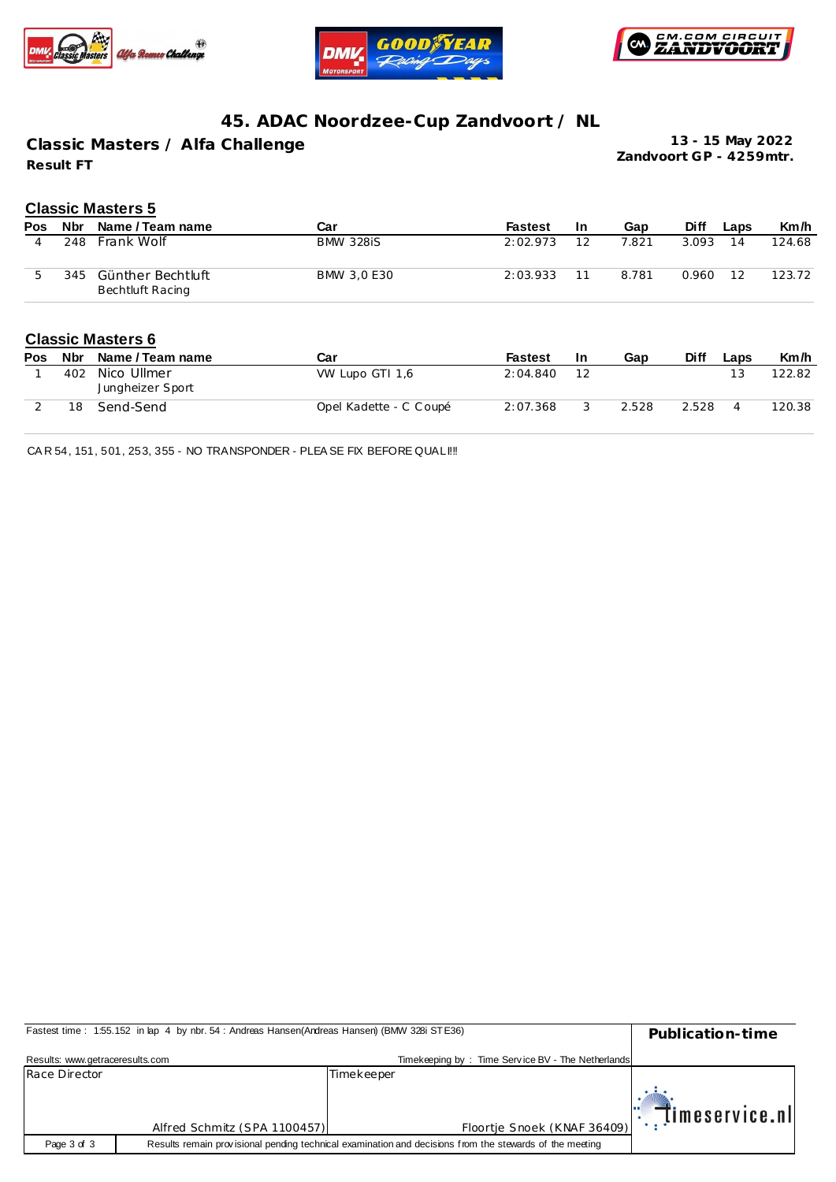# 45. ADAC Noordzee-Cup Zandvoort / NL

**Classic Masters / Alfa Challenge**

**Result FT**

**13 - 15 May 2022**
**Zandvoort GP - 4259mtr.**

## Classic Masters 5

| Pos | Nbr | Name / Team name | Car | Fastest | In | Gap | Diff | Laps | Km/h |
|---|---|---|---|---|---|---|---|---|---|
| 4 | 248 | Frank Wolf | BMW 328iS | 2:02.973 | 12 | 7.821 | 3.093 | 14 | 124.68 |
| 5 | 345 | Günther Bechtluft<br>Bechtluft Racing | BMW 3,0 E30 | 2:03.933 | 11 | 8.781 | 0.960 | 12 | 123.72 |

## Classic Masters 6

| Pos | Nbr | Name / Team name | Car | Fastest | In | Gap | Diff | Laps | Km/h |
|---|---|---|---|---|---|---|---|---|---|
| 1 | 402 | Nico Ullmer<br>Jungheizer Sport | VW Lupo GTI 1,6 | 2:04.840 | 12 | | | 13 | 122.82 |
| 2 | 18 | Send-Send | Opel Kadette - C Coupé | 2:07.368 | 3 | 2.528 | 2.528 | 4 | 120.38 |

CAR 54, 151, 501, 253, 355 - NO TRANSPONDER - PLEASE FIX BEFORE QUALI!!!

Fastest time : 1:55.152 in lap 4 by nbr. 54 : Andreas Hansen(Andreas Hansen) (BMW 328i STE36)

**Publication-time**

Results: www.getraceresults.com

Timekeeping by : Time Service BV - The Netherlands

| Race Director | Timekeeper |
|---|---|
| Alfred Schmitz (SPA 1100457) | Floortje Snoek (KNAF 36409) |

timeservice.nl

Results remain provisional pending technical examination and decisions from the stewards of the meeting